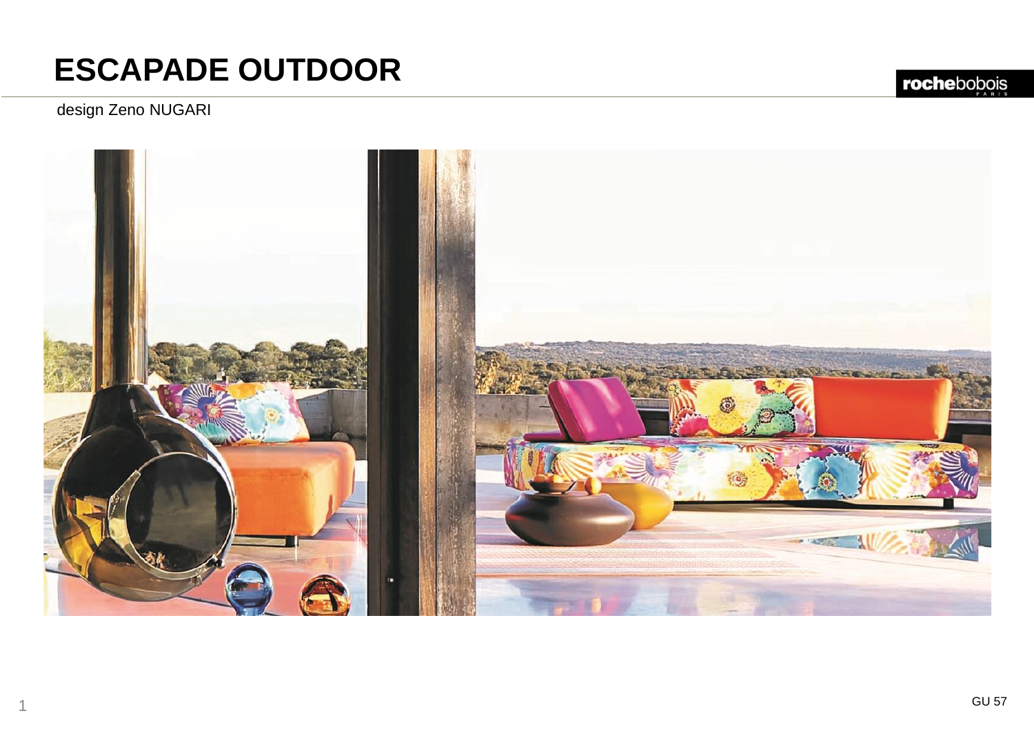# ESCAPADE OUTDOOR

design Zeno NUGARI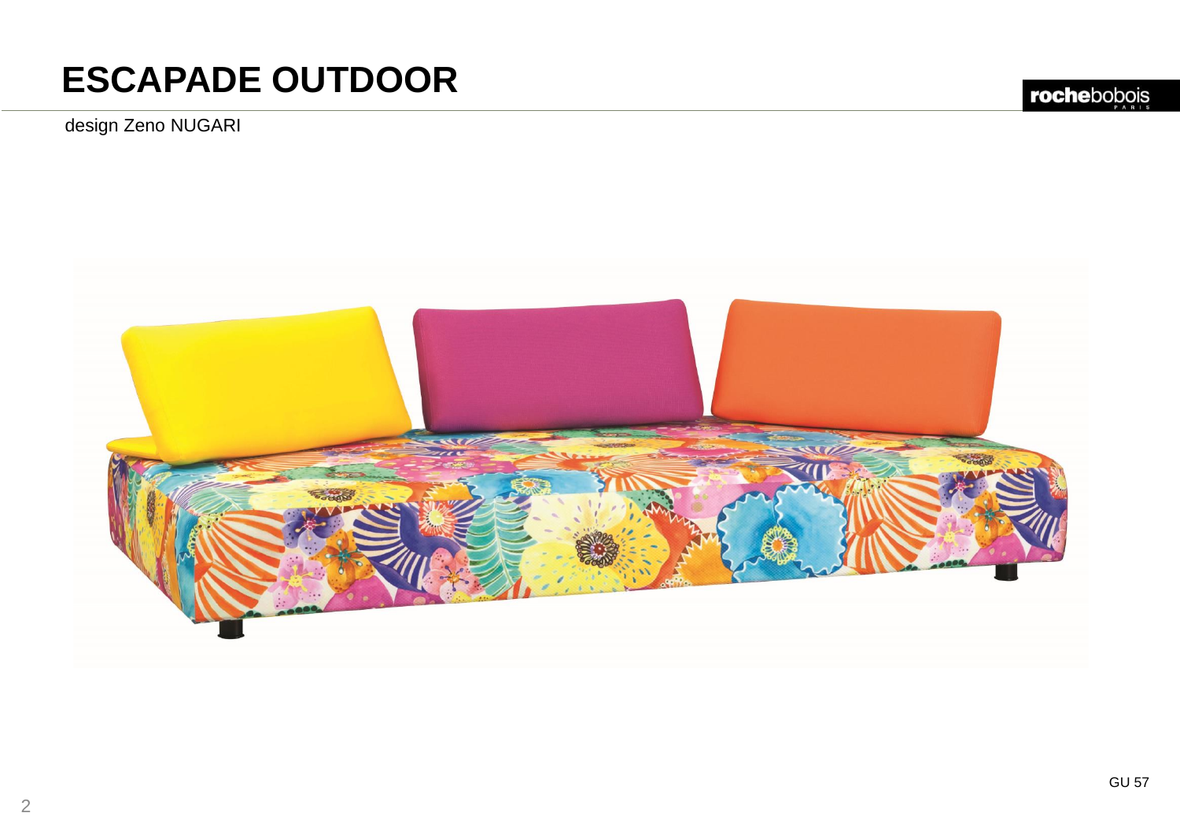# ESCAPADE OUTDOOR

design Zeno NUGARI

GU 57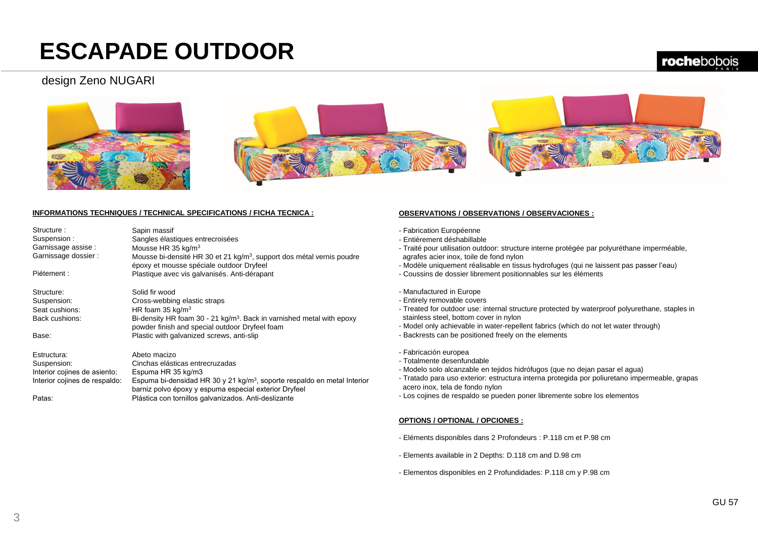# ESCAPADE OUTDOOR

design Zeno NUGARI

**INFORMATIONS TECHNIQUES / TECHNICAL SPECIFICATIONS / FICHA TECNICA :**

| | |
|---|---|
| Structure : | Sapin massif |
| Suspension : | Sangles élastiques entrecroisées |
| Garnissage assise : | Mousse HR 35 kg/m$^3$ |
| Garnissage dossier : | Mousse bi-densité HR 30 et 21 kg/m$^3$, support dos métal vernis poudre époxy et mousse spéciale outdoor Dryfeel |
| Piétement : | Plastique avec vis galvanisés. Anti-dérapant |

| | |
|---|---|
| Structure: | Solid fir wood |
| Suspension: | Cross-webbing elastic straps |
| Seat cushions: | HR foam 35 kg/m$^3$ |
| Back cushions: | Bi-density HR foam 30 - 21 kg/m$^3$. Back in varnished metal with epoxy powder finish and special outdoor Dryfeel foam |
| Base: | Plastic with galvanized screws, anti-slip |

| | |
|---|---|
| Estructura: | Abeto macizo |
| Suspension: | Cinchas elásticas entrecruzadas |
| Interior cojines de asiento: | Espuma HR 35 kg/m3 |
| Interior cojines de respaldo: | Espuma bi-densidad HR 30 y 21 kg/m$^3$, soporte respaldo en metal Interior barniz polvo époxy y espuma especial exterior Dryfeel |
| Patas: | Plástica con tornillos galvanizados. Anti-deslizante |

**OBSERVATIONS / OBSERVATIONS / OBSERVACIONES :**

- Fabrication Européenne
- Entièrement déshabillable
- Traité pour utilisation outdoor: structure interne protégée par polyuréthane imperméable, agrafes acier inox, toile de fond nylon
- Modèle uniquement réalisable en tissus hydrofuges (qui ne laissent pas passer l'eau)
- Coussins de dossier librement positionnables sur les éléments

- Manufactured in Europe
- Entirely removable covers
- Treated for outdoor use: internal structure protected by waterproof polyurethane, staples in stainless steel, bottom cover in nylon
- Model only achievable in water-repellent fabrics (which do not let water through)
- Backrests can be positioned freely on the elements

- Fabricación europea
- Totalmente desenfundable
- Modelo solo alcanzable en tejidos hidrófugos (que no dejan pasar el agua)
- Tratado para uso exterior: estructura interna protegida por poliuretano impermeable, grapas acero inox, tela de fondo nylon
- Los cojines de respaldo se pueden poner libremente sobre los elementos

**OPTIONS / OPTIONAL / OPCIONES :**

- Eléments disponibles dans 2 Profondeurs : P.118 cm et P.98 cm

- Elements available in 2 Depths: D.118 cm and D.98 cm

- Elementos disponibles en 2 Profundidades: P.118 cm y P.98 cm

GU 57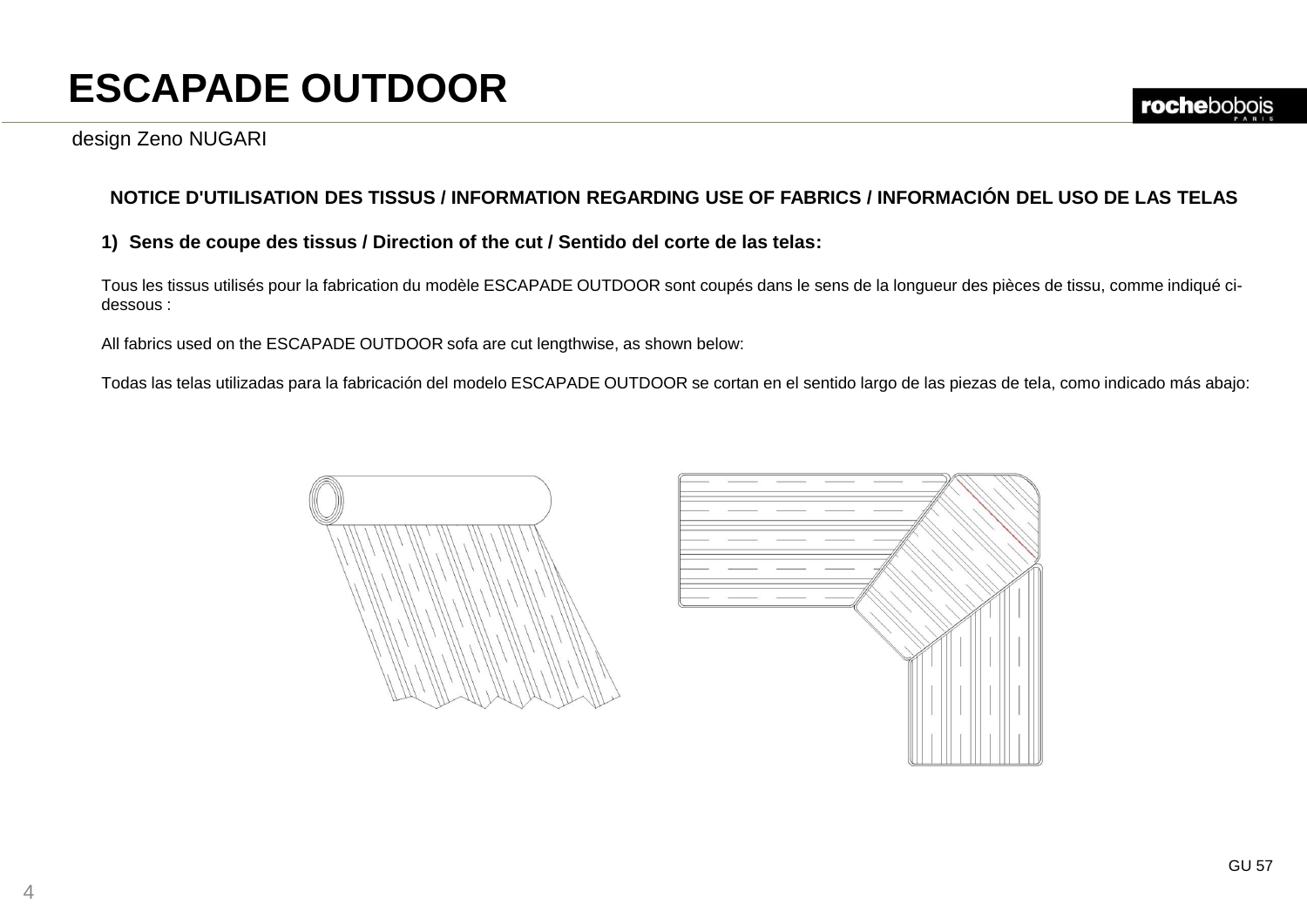# ESCAPADE OUTDOOR

design Zeno NUGARI

## NOTICE D'UTILISATION DES TISSUS / INFORMATION REGARDING USE OF FABRICS / INFORMACIÓN DEL USO DE LAS TELAS

### 1) Sens de coupe des tissus / Direction of the cut / Sentido del corte de las telas:

Tous les tissus utilisés pour la fabrication du modèle ESCAPADE OUTDOOR sont coupés dans le sens de la longueur des pièces de tissu, comme indiqué ci-dessous :

All fabrics used on the ESCAPADE OUTDOOR sofa are cut lengthwise, as shown below:

Todas las telas utilizadas para la fabricación del modelo ESCAPADE OUTDOOR se cortan en el sentido largo de las piezas de tela, como indicado más abajo:

GU 57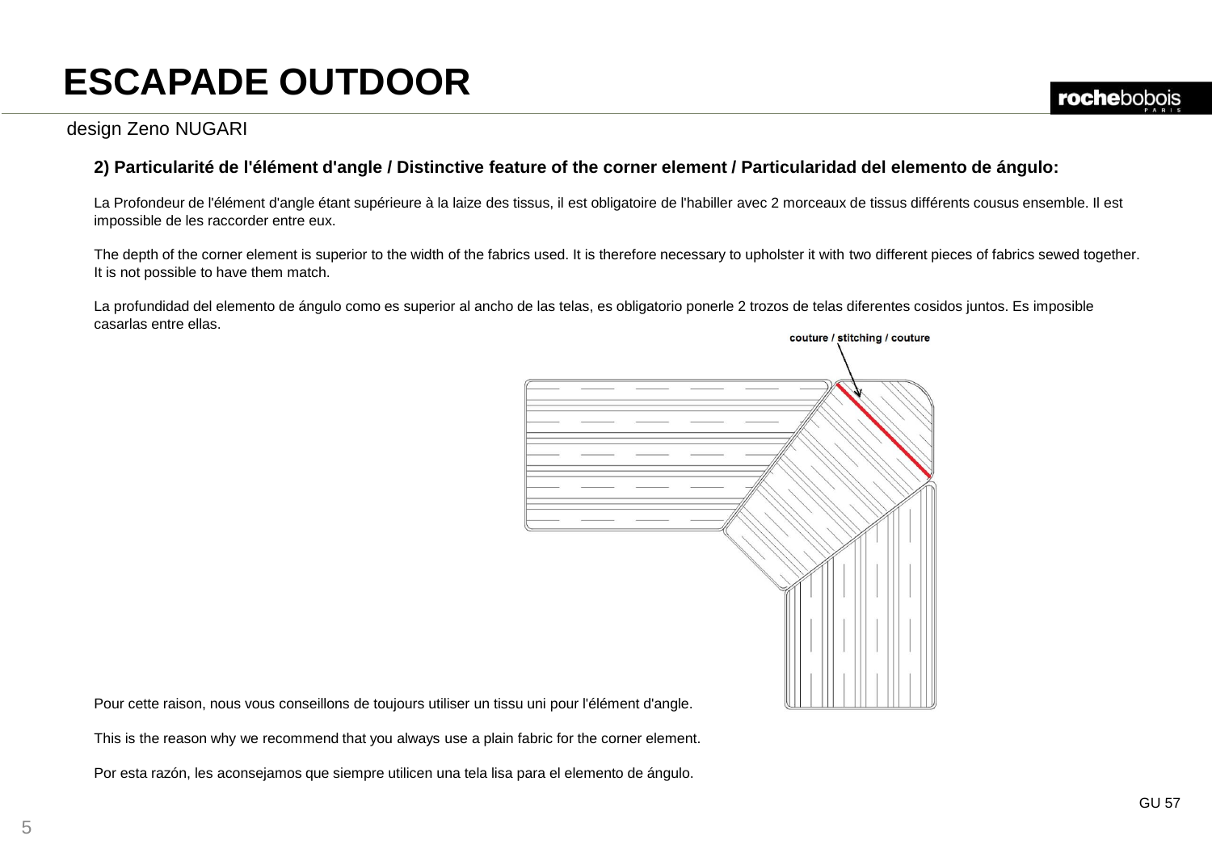# ESCAPADE OUTDOOR

design Zeno NUGARI

**2) Particularité de l'élément d'angle / Distinctive feature of the corner element / Particularidad del elemento de ángulo:**

La Profondeur de l'élément d'angle étant supérieure à la laize des tissus, il est obligatoire de l'habiller avec 2 morceaux de tissus différents cousus ensemble. Il est impossible de les raccorder entre eux.

The depth of the corner element is superior to the width of the fabrics used. It is therefore necessary to upholster it with two different pieces of fabrics sewed together. It is not possible to have them match.

La profundidad del elemento de ángulo como es superior al ancho de las telas, es obligatorio ponerle 2 trozos de telas diferentes cosidos juntos. Es imposible casarlas entre ellas.

couture / stitching / couture

Pour cette raison, nous vous conseillons de toujours utiliser un tissu uni pour l'élément d'angle.

This is the reason why we recommend that you always use a plain fabric for the corner element.

Por esta razón, les aconsejamos que siempre utilicen una tela lisa para el elemento de ángulo.

GU 57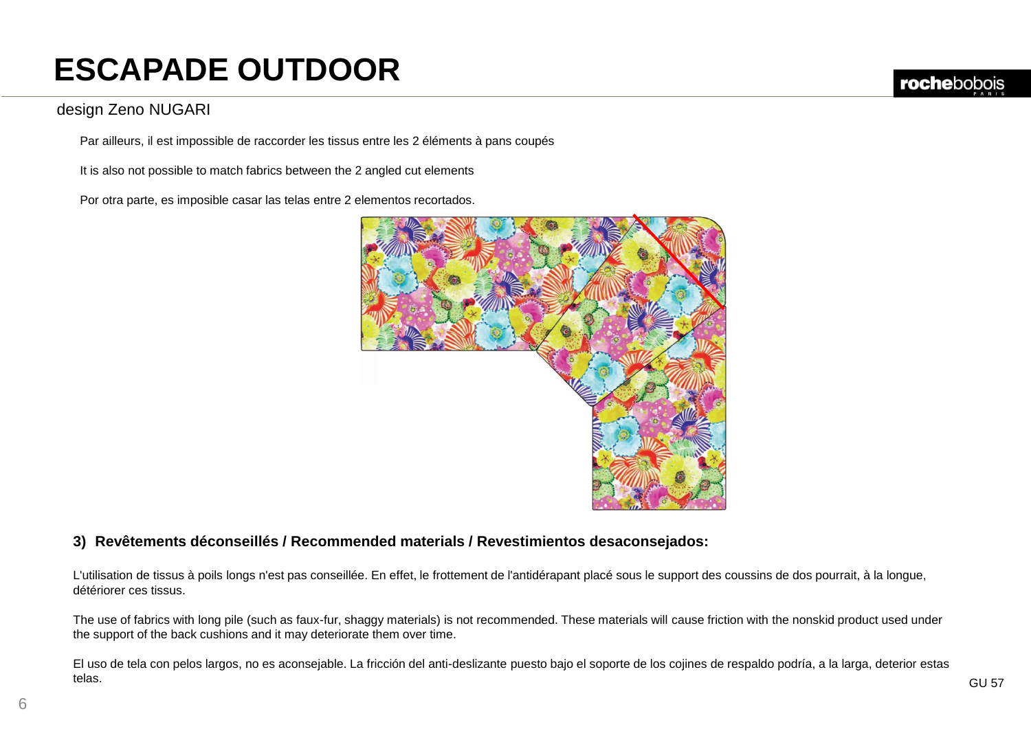# ESCAPADE OUTDOOR

design Zeno NUGARI

Par ailleurs, il est impossible de raccorder les tissus entre les 2 éléments à pans coupés

It is also not possible to match fabrics between the 2 angled cut elements

Por otra parte, es imposible casar las telas entre 2 elementos recortados.

**3) Revêtements déconseillés / Recommended materials / Revestimientos desaconsejados:**

L'utilisation de tissus à poils longs n'est pas conseillée. En effet, le frottement de l'antidérapant placé sous le support des coussins de dos pourrait, à la longue, détériorer ces tissus.

The use of fabrics with long pile (such as faux-fur, shaggy materials) is not recommended. These materials will cause friction with the nonskid product used under the support of the back cushions and it may deteriorate them over time.

El uso de tela con pelos largos, no es aconsejable. La fricción del anti-deslizante puesto bajo el soporte de los cojines de respaldo podría, a la larga, deterior estas telas.

GU 57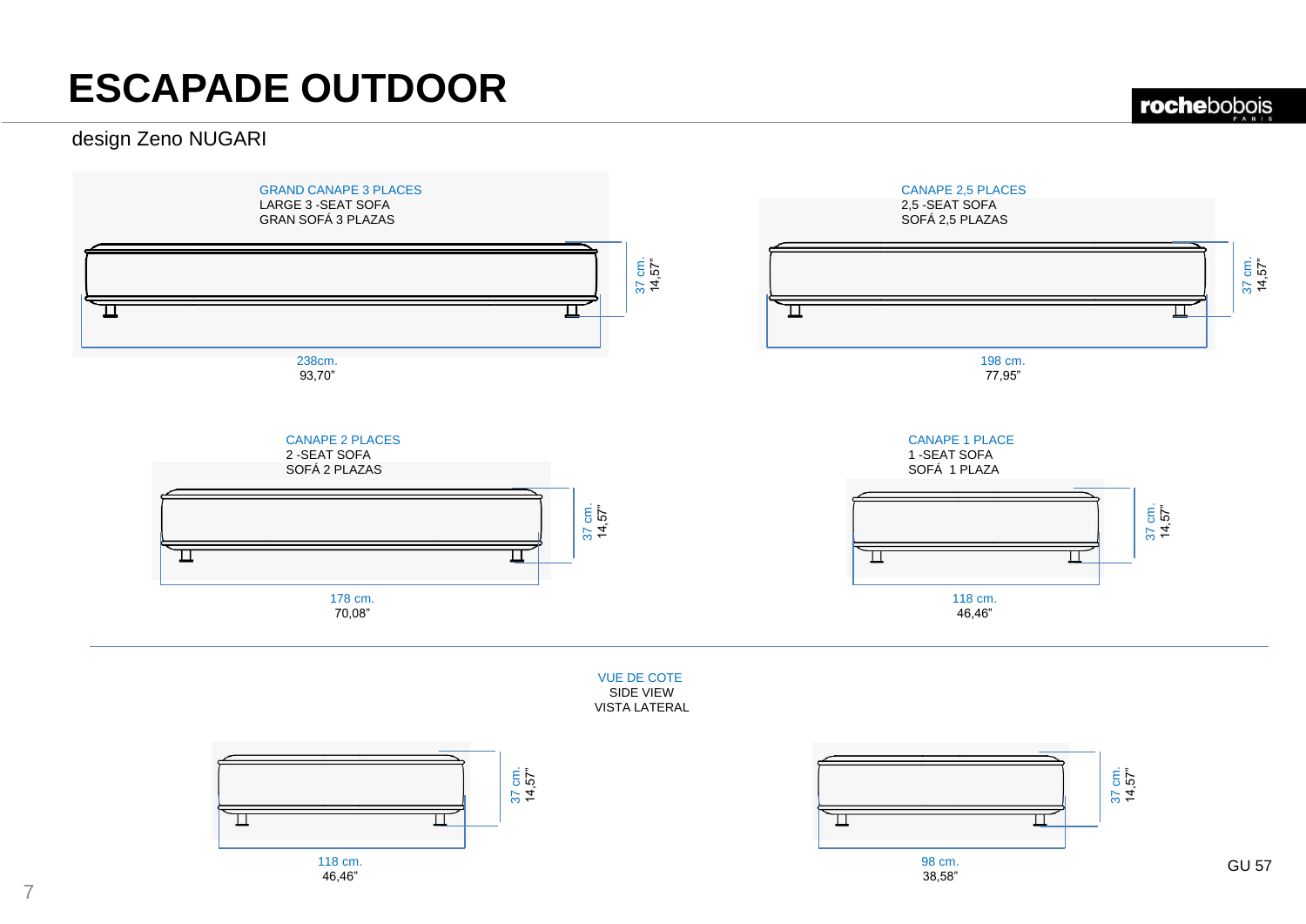# ESCAPADE OUTDOOR

rochebobois PARIS

design Zeno NUGARI

GRAND CANAPE 3 PLACES
LARGE 3 -SEAT SOFA
GRAN SOFÁ 3 PLAZAS

37 cm.
14,57"

238cm.
93,70"

CANAPE 2,5 PLACES
2,5 -SEAT SOFA
SOFÁ 2,5 PLAZAS

37 cm.
14,57"

198 cm.
77,95"

CANAPE 2 PLACES
2 -SEAT SOFA
SOFÁ 2 PLAZAS

37 cm.
14,57"

178 cm.
70,08"

CANAPE 1 PLACE
1 -SEAT SOFA
SOFÁ 1 PLAZA

37 cm.
14,57"

118 cm.
46,46"

VUE DE COTE
SIDE VIEW
VISTA LATERAL

37 cm.
14,57"

118 cm.
46,46"

37 cm.
14,57"

98 cm.
38,58"

GU 57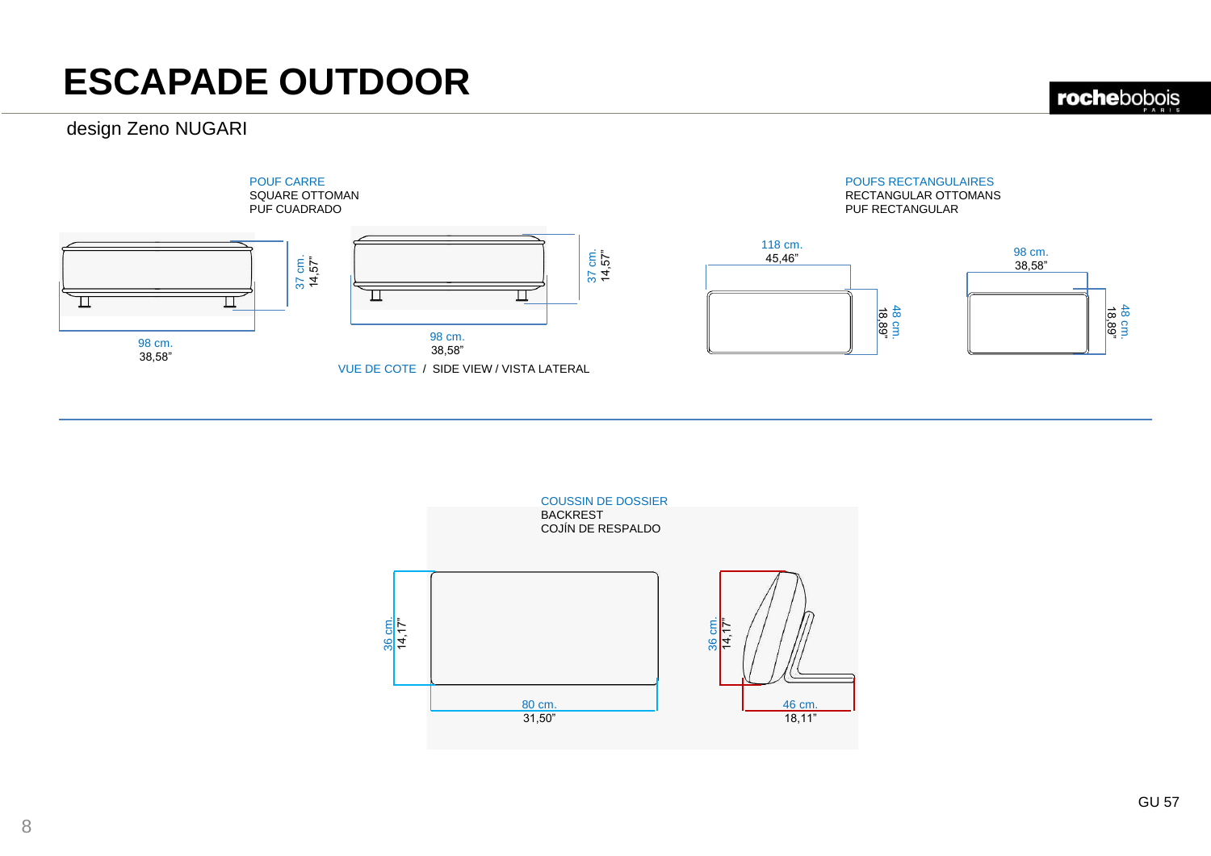# ESCAPADE OUTDOOR

design Zeno NUGARI

POUF CARRE
SQUARE OTTOMAN
PUF CUADRADO

37 cm.
14,57"

98 cm.
38,58"

37 cm.
14,57"

98 cm.
38,58"

VUE DE COTE / SIDE VIEW / VISTA LATERAL

POUFS RECTANGULAIRES
RECTANGULAR OTTOMANS
PUF RECTANGULAR

118 cm.
45,46"

48 cm.
18,89"

98 cm.
38,58"

48 cm.
18,89"

COUSSIN DE DOSSIER
BACKREST
COJÍN DE RESPALDO

36 cm.
14,17"

80 cm.
31,50"

36 cm.
14,17"

46 cm.
18,11"

GU 57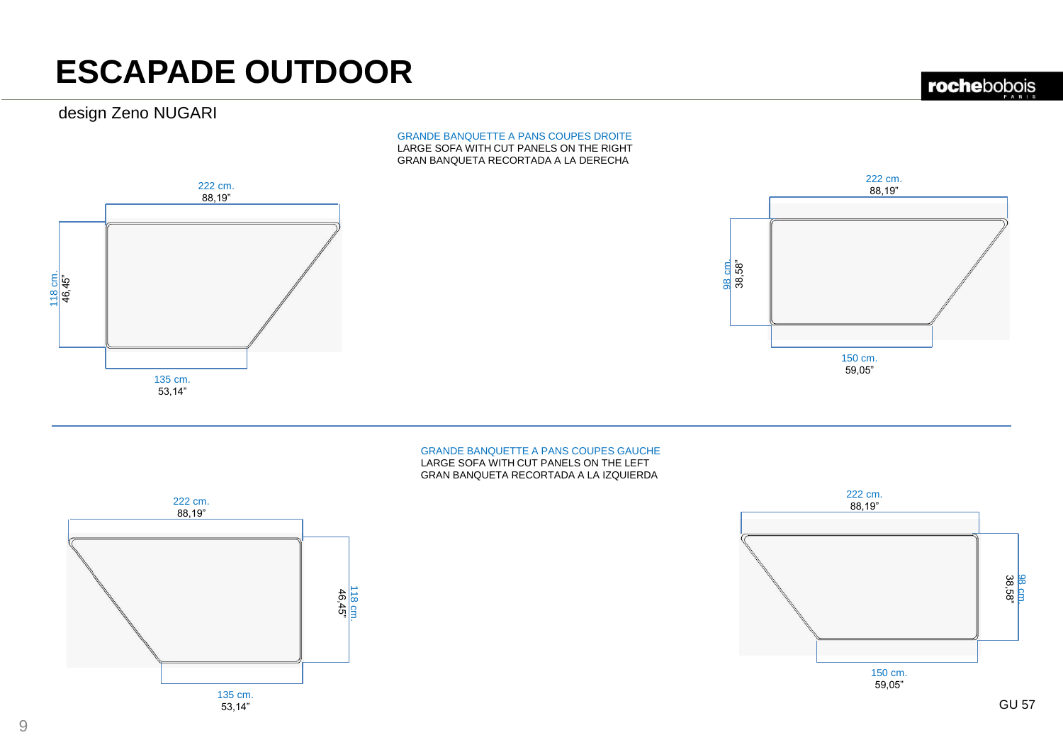# ESCAPADE OUTDOOR

design Zeno NUGARI

GRANDE BANQUETTE A PANS COUPES DROITE
LARGE SOFA WITH CUT PANELS ON THE RIGHT
GRAN BANQUETA RECORTADA A LA DERECHA

222 cm.
88,19"

118 cm.
46,45"

135 cm.
53,14"

222 cm.
88,19"

98 cm
38,58"

150 cm.
59,05"

GRANDE BANQUETTE A PANS COUPES GAUCHE
LARGE SOFA WITH CUT PANELS ON THE LEFT
GRAN BANQUETA RECORTADA A LA IZQUIERDA

222 cm.
88,19"

118 cm.
46,45"

135 cm.
53,14"

222 cm.
88,19"

98 cm
38,58"

150 cm.
59,05"

GU 57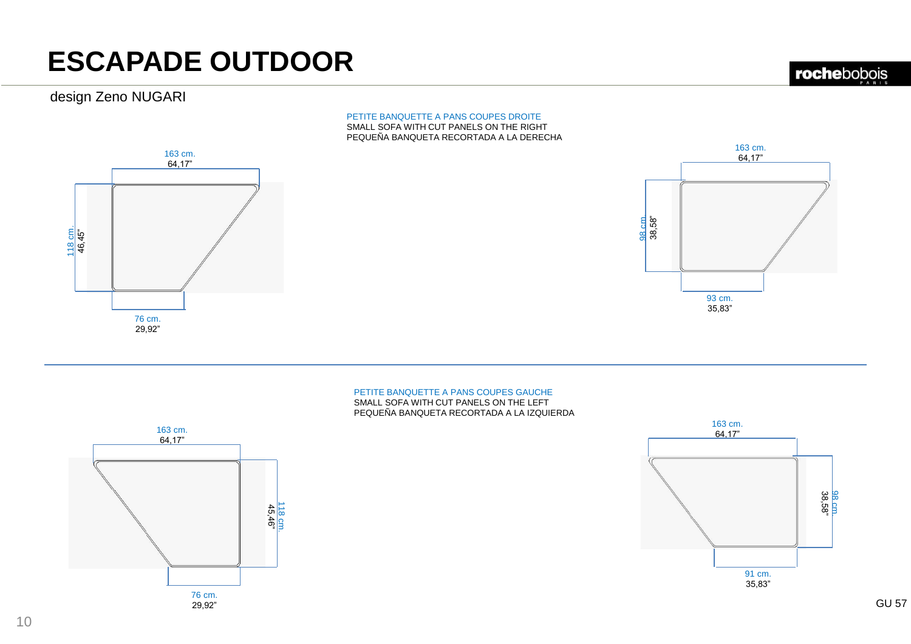# ESCAPADE OUTDOOR

design Zeno NUGARI

PETITE BANQUETTE A PANS COUPES DROITE
SMALL SOFA WITH CUT PANELS ON THE RIGHT
PEQUEÑA BANQUETA RECORTADA A LA DERECHA

163 cm.
64,17"

118 cm.
46,45"

76 cm.
29,92"

163 cm.
64,17"

98 cm.
38,58"

93 cm.
35,83"

PETITE BANQUETTE A PANS COUPES GAUCHE
SMALL SOFA WITH CUT PANELS ON THE LEFT
PEQUEÑA BANQUETA RECORTADA A LA IZQUIERDA

163 cm.
64,17"

118 cm.
45,46"

76 cm.
29,92"

163 cm.
64,17"

98 cm.
38,58"

91 cm.
35,83"

GU 57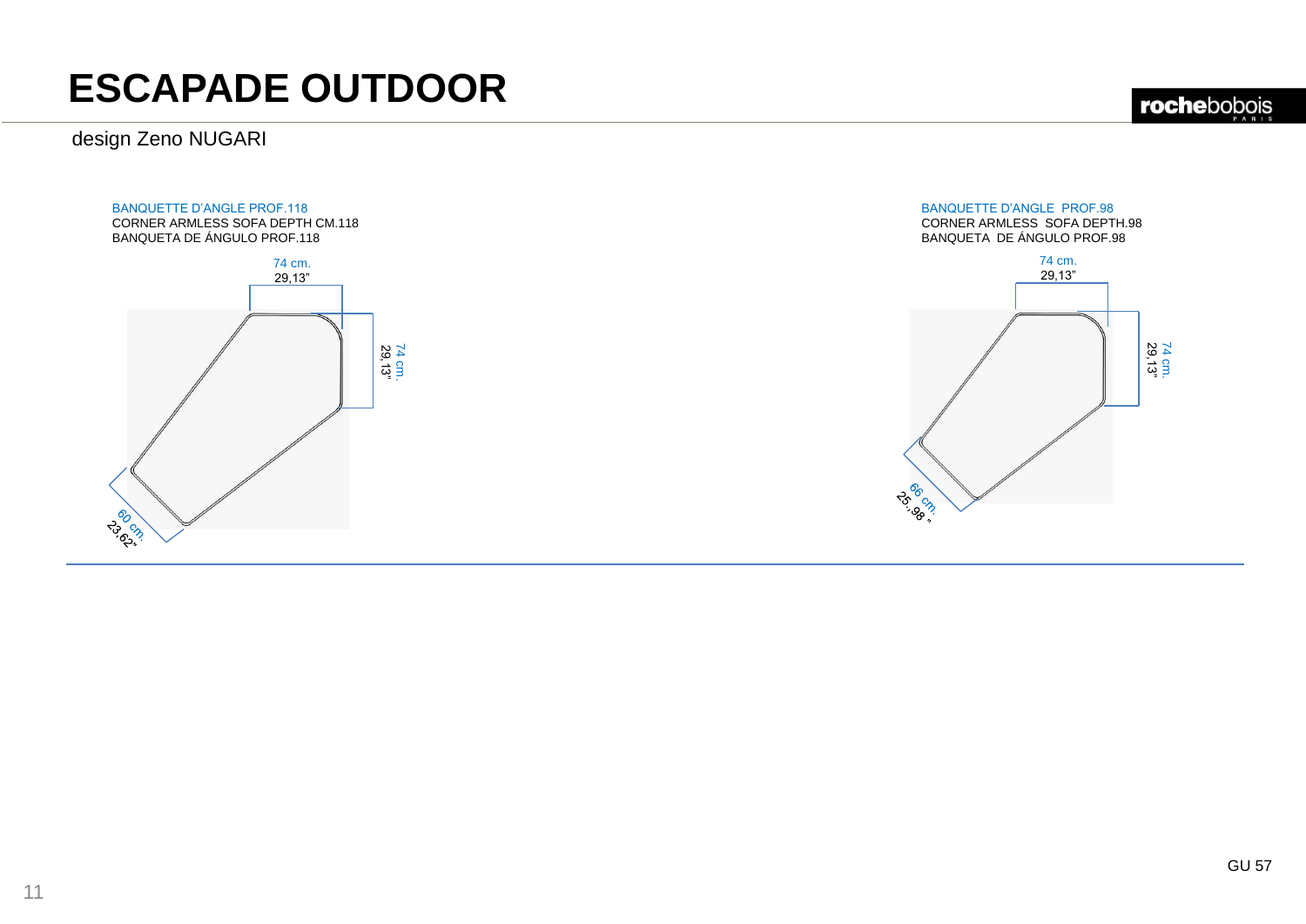# ESCAPADE OUTDOOR

design Zeno NUGARI

BANQUETTE D'ANGLE PROF.118
CORNER ARMLESS SOFA DEPTH CM.118
BANQUETA DE ÁNGULO PROF.118

74 cm.
29,13"

74 cm.
29,13"

60 cm.
23,62"

BANQUETTE D'ANGLE PROF.98
CORNER ARMLESS SOFA DEPTH.98
BANQUETA DE ÁNGULO PROF.98

74 cm.
29,13"

74 cm.
29,13"

66 cm.
25,98 "

GU 57